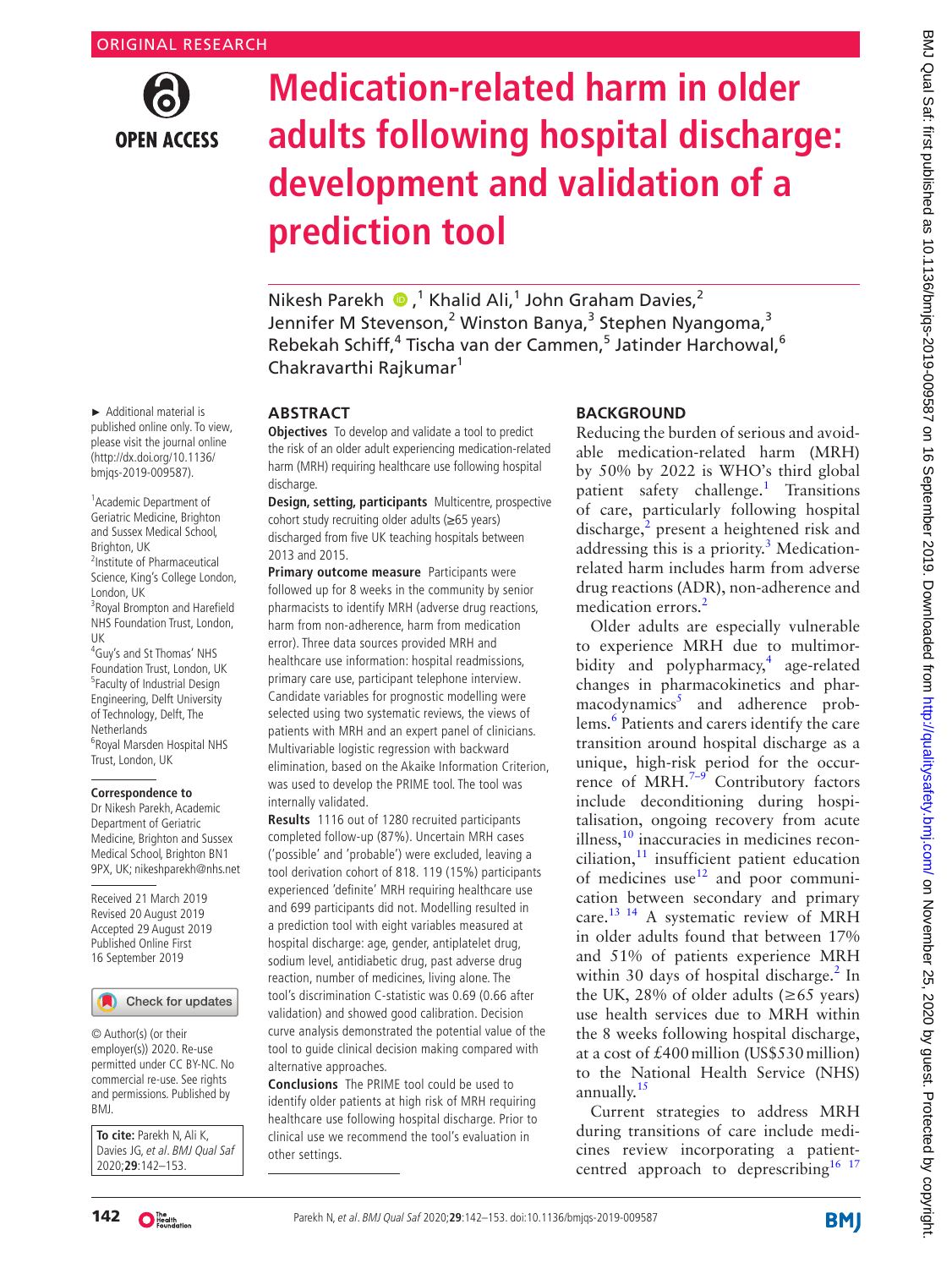ORIGINAL RESEARCH

# Medication-related harm in older adults following hospital discharge: development and validation of a prediction tool

Nikesh Parekh,[1] Khalid Ali,[1] John Graham Davies,[2] Jennifer M Stevenson,[2] Winston Banya,[3] Stephen Nyangoma,[3] Rebekah Schiff,[4] Tischa van der Cammen,[5] Jatinder Harchowal,[6] Chakravarthi Rajkumar[1]

► Additional material is published online only. To view, please visit the journal online (http://dx.doi.org/10.1136/bmjqs-2019-009587).

[1]Academic Department of Geriatric Medicine, Brighton and Sussex Medical School, Brighton, UK
[2]Institute of Pharmaceutical Science, King's College London, London, UK
[3]Royal Brompton and Harefield NHS Foundation Trust, London, UK
[4]Guy's and St Thomas' NHS Foundation Trust, London, UK
[5]Faculty of Industrial Design Engineering, Delft University of Technology, Delft, The Netherlands
[6]Royal Marsden Hospital NHS Trust, London, UK

**Correspondence to**
Dr Nikesh Parekh, Academic Department of Geriatric Medicine, Brighton and Sussex Medical School, Brighton BN1 9PX, UK; nikeshparekh@nhs.net

Received 21 March 2019
Revised 20 August 2019
Accepted 29 August 2019
Published Online First 16 September 2019

© Author(s) (or their employer(s)) 2020. Re-use permitted under CC BY-NC. No commercial re-use. See rights and permissions. Published by BMJ.

**To cite:** Parekh N, Ali K, Davies JG, *et al*. *BMJ Qual Saf* 2020;**29**:142–153.

## ABSTRACT

**Objectives** To develop and validate a tool to predict the risk of an older adult experiencing medication-related harm (MRH) requiring healthcare use following hospital discharge.

**Design, setting, participants** Multicentre, prospective cohort study recruiting older adults (≥65 years) discharged from five UK teaching hospitals between 2013 and 2015.

**Primary outcome measure** Participants were followed up for 8 weeks in the community by senior pharmacists to identify MRH (adverse drug reactions, harm from non-adherence, harm from medication error). Three data sources provided MRH and healthcare use information: hospital readmissions, primary care use, participant telephone interview. Candidate variables for prognostic modelling were selected using two systematic reviews, the views of patients with MRH and an expert panel of clinicians. Multivariable logistic regression with backward elimination, based on the Akaike Information Criterion, was used to develop the PRIME tool. The tool was internally validated.

**Results** 1116 out of 1280 recruited participants completed follow-up (87%). Uncertain MRH cases ('possible' and 'probable') were excluded, leaving a tool derivation cohort of 818. 119 (15%) participants experienced 'definite' MRH requiring healthcare use and 699 participants did not. Modelling resulted in a prediction tool with eight variables measured at hospital discharge: age, gender, antiplatelet drug, sodium level, antidiabetic drug, past adverse drug reaction, number of medicines, living alone. The tool's discrimination C-statistic was 0.69 (0.66 after validation) and showed good calibration. Decision curve analysis demonstrated the potential value of the tool to guide clinical decision making compared with alternative approaches.

**Conclusions** The PRIME tool could be used to identify older patients at high risk of MRH requiring healthcare use following hospital discharge. Prior to clinical use we recommend the tool's evaluation in other settings.

## BACKGROUND

Reducing the burden of serious and avoidable medication-related harm (MRH) by 50% by 2022 is WHO's third global patient safety challenge.[1] Transitions of care, particularly following hospital discharge,[2] present a heightened risk and addressing this is a priority.[3] Medication-related harm includes harm from adverse drug reactions (ADR), non-adherence and medication errors.[2]

Older adults are especially vulnerable to experience MRH due to multimorbidity and polypharmacy,[4] age-related changes in pharmacokinetics and pharmacodynamics[5] and adherence problems.[6] Patients and carers identify the care transition around hospital discharge as a unique, high-risk period for the occurrence of MRH.[7–9] Contributory factors include deconditioning during hospitalisation, ongoing recovery from acute illness,[10] inaccuracies in medicines reconciliation,[11] insufficient patient education of medicines use[12] and poor communication between secondary and primary care.[13 14] A systematic review of MRH in older adults found that between 17% and 51% of patients experience MRH within 30 days of hospital discharge.[2] In the UK, 28% of older adults (≥65 years) use health services due to MRH within the 8 weeks following hospital discharge, at a cost of £400 million (US$530 million) to the National Health Service (NHS) annually.[15]

Current strategies to address MRH during transitions of care include medicines review incorporating a patient-centred approach to deprescribing[16 17]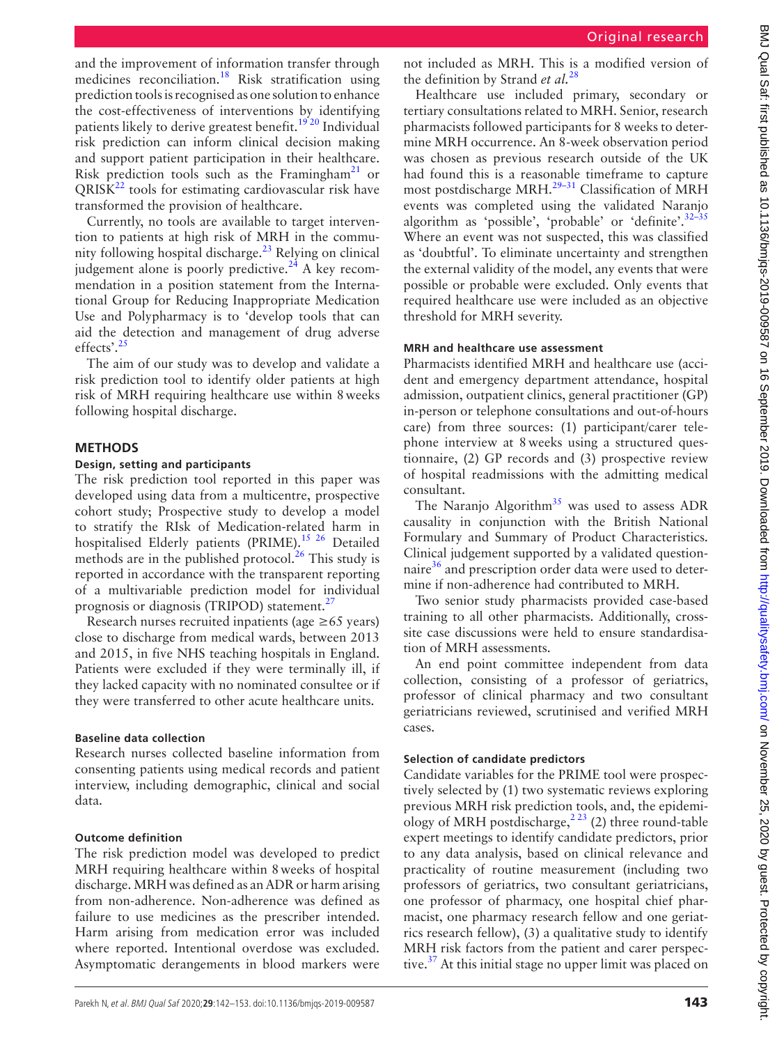and the improvement of information transfer through medicines reconciliation.[18] Risk stratification using prediction tools is recognised as one solution to enhance the cost-effectiveness of interventions by identifying patients likely to derive greatest benefit.[19 20] Individual risk prediction can inform clinical decision making and support patient participation in their healthcare. Risk prediction tools such as the Framingham[21] or QRISK[22] tools for estimating cardiovascular risk have transformed the provision of healthcare.

Currently, no tools are available to target intervention to patients at high risk of MRH in the community following hospital discharge.[23] Relying on clinical judgement alone is poorly predictive.[24] A key recommendation in a position statement from the International Group for Reducing Inappropriate Medication Use and Polypharmacy is to 'develop tools that can aid the detection and management of drug adverse effects'.[25]

The aim of our study was to develop and validate a risk prediction tool to identify older patients at high risk of MRH requiring healthcare use within 8 weeks following hospital discharge.

## METHODS

### Design, setting and participants

The risk prediction tool reported in this paper was developed using data from a multicentre, prospective cohort study; Prospective study to develop a model to stratify the RIsk of Medication-related harm in hospitalised Elderly patients (PRIME).[15 26] Detailed methods are in the published protocol.[26] This study is reported in accordance with the transparent reporting of a multivariable prediction model for individual prognosis or diagnosis (TRIPOD) statement.[27]

Research nurses recruited inpatients (age ≥65 years) close to discharge from medical wards, between 2013 and 2015, in five NHS teaching hospitals in England. Patients were excluded if they were terminally ill, if they lacked capacity with no nominated consultee or if they were transferred to other acute healthcare units.

#### Baseline data collection

Research nurses collected baseline information from consenting patients using medical records and patient interview, including demographic, clinical and social data.

#### Outcome definition

The risk prediction model was developed to predict MRH requiring healthcare within 8 weeks of hospital discharge. MRH was defined as an ADR or harm arising from non-adherence. Non-adherence was defined as failure to use medicines as the prescriber intended. Harm arising from medication error was included where reported. Intentional overdose was excluded. Asymptomatic derangements in blood markers were not included as MRH. This is a modified version of the definition by Strand *et al*.[28]

Healthcare use included primary, secondary or tertiary consultations related to MRH. Senior, research pharmacists followed participants for 8 weeks to determine MRH occurrence. An 8-week observation period was chosen as previous research outside of the UK had found this is a reasonable timeframe to capture most postdischarge MRH.[29–31] Classification of MRH events was completed using the validated Naranjo algorithm as 'possible', 'probable' or 'definite'.[32–35] Where an event was not suspected, this was classified as 'doubtful'. To eliminate uncertainty and strengthen the external validity of the model, any events that were possible or probable were excluded. Only events that required healthcare use were included as an objective threshold for MRH severity.

#### MRH and healthcare use assessment

Pharmacists identified MRH and healthcare use (accident and emergency department attendance, hospital admission, outpatient clinics, general practitioner (GP) in-person or telephone consultations and out-of-hours care) from three sources: (1) participant/carer telephone interview at 8 weeks using a structured questionnaire, (2) GP records and (3) prospective review of hospital readmissions with the admitting medical consultant.

The Naranjo Algorithm[35] was used to assess ADR causality in conjunction with the British National Formulary and Summary of Product Characteristics. Clinical judgement supported by a validated questionnaire[36] and prescription order data were used to determine if non-adherence had contributed to MRH.

Two senior study pharmacists provided case-based training to all other pharmacists. Additionally, cross-site case discussions were held to ensure standardisation of MRH assessments.

An end point committee independent from data collection, consisting of a professor of geriatrics, professor of clinical pharmacy and two consultant geriatricians reviewed, scrutinised and verified MRH cases.

#### Selection of candidate predictors

Candidate variables for the PRIME tool were prospectively selected by (1) two systematic reviews exploring previous MRH risk prediction tools, and, the epidemiology of MRH postdischarge,[2 23] (2) three round-table expert meetings to identify candidate predictors, prior to any data analysis, based on clinical relevance and practicality of routine measurement (including two professors of geriatrics, two consultant geriatricians, one professor of pharmacy, one hospital chief pharmacist, one pharmacy research fellow and one geriatrics research fellow), (3) a qualitative study to identify MRH risk factors from the patient and carer perspective.[37] At this initial stage no upper limit was placed on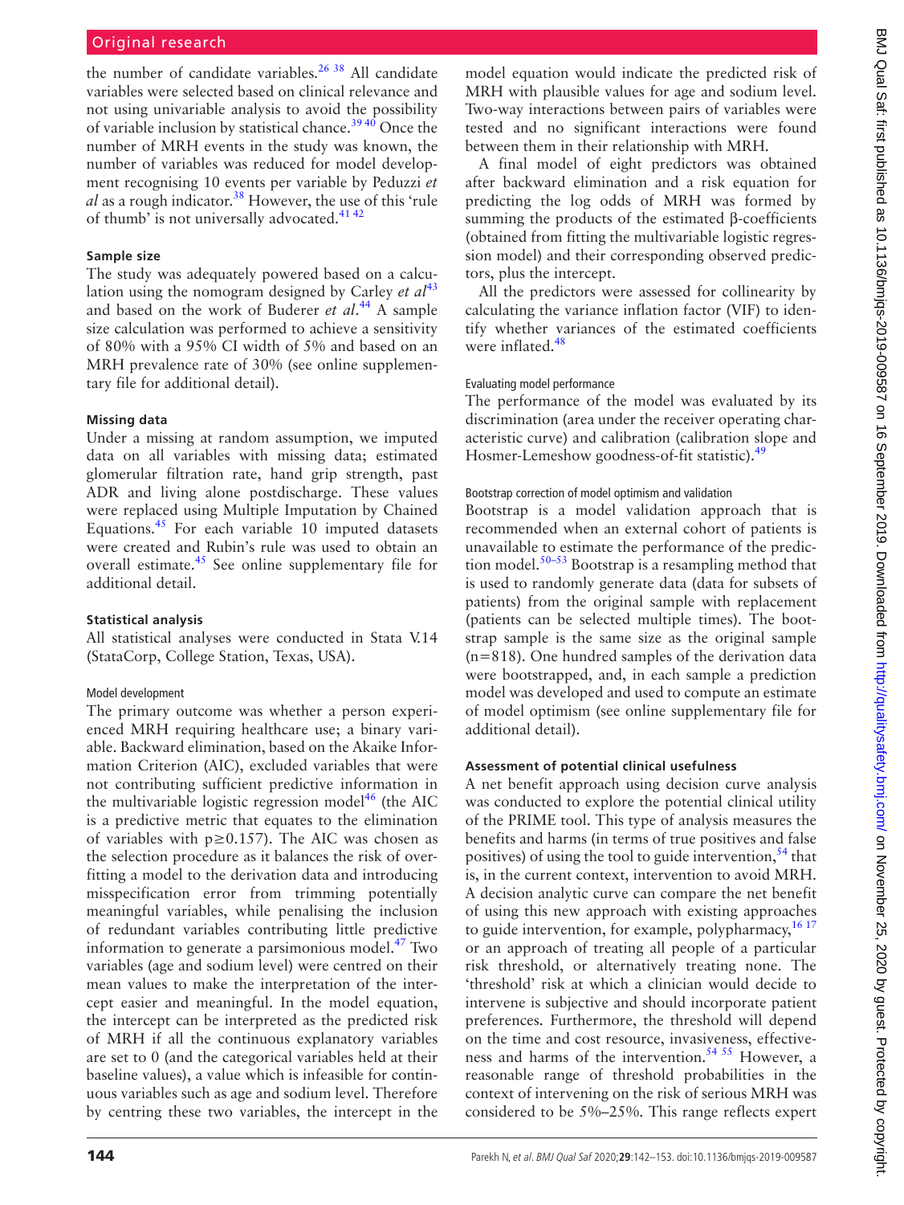the number of candidate variables.[26,38] All candidate variables were selected based on clinical relevance and not using univariable analysis to avoid the possibility of variable inclusion by statistical chance.[39,40] Once the number of MRH events in the study was known, the number of variables was reduced for model development recognising 10 events per variable by Peduzzi *et al* as a rough indicator.[38] However, the use of this 'rule of thumb' is not universally advocated.[41,42]

### Sample size

The study was adequately powered based on a calculation using the nomogram designed by Carley *et al*[43] and based on the work of Buderer *et al*.[44] A sample size calculation was performed to achieve a sensitivity of 80% with a 95% CI width of 5% and based on an MRH prevalence rate of 30% (see online supplementary file for additional detail).

### Missing data

Under a missing at random assumption, we imputed data on all variables with missing data; estimated glomerular filtration rate, hand grip strength, past ADR and living alone postdischarge. These values were replaced using Multiple Imputation by Chained Equations.[45] For each variable 10 imputed datasets were created and Rubin's rule was used to obtain an overall estimate.[45] See online supplementary file for additional detail.

### Statistical analysis

All statistical analyses were conducted in Stata V.14 (StataCorp, College Station, Texas, USA).

#### Model development

The primary outcome was whether a person experienced MRH requiring healthcare use; a binary variable. Backward elimination, based on the Akaike Information Criterion (AIC), excluded variables that were not contributing sufficient predictive information in the multivariable logistic regression model[46] (the AIC is a predictive metric that equates to the elimination of variables with $p \geq 0.157$). The AIC was chosen as the selection procedure as it balances the risk of overfitting a model to the derivation data and introducing misspecification error from trimming potentially meaningful variables, while penalising the inclusion of redundant variables contributing little predictive information to generate a parsimonious model.[47] Two variables (age and sodium level) were centred on their mean values to make the interpretation of the intercept easier and meaningful. In the model equation, the intercept can be interpreted as the predicted risk of MRH if all the continuous explanatory variables are set to 0 (and the categorical variables held at their baseline values), a value which is infeasible for continuous variables such as age and sodium level. Therefore by centring these two variables, the intercept in the model equation would indicate the predicted risk of MRH with plausible values for age and sodium level. Two-way interactions between pairs of variables were tested and no significant interactions were found between them in their relationship with MRH.

A final model of eight predictors was obtained after backward elimination and a risk equation for predicting the log odds of MRH was formed by summing the products of the estimated β-coefficients (obtained from fitting the multivariable logistic regression model) and their corresponding observed predictors, plus the intercept.

All the predictors were assessed for collinearity by calculating the variance inflation factor (VIF) to identify whether variances of the estimated coefficients were inflated.[48]

#### Evaluating model performance

The performance of the model was evaluated by its discrimination (area under the receiver operating characteristic curve) and calibration (calibration slope and Hosmer-Lemeshow goodness-of-fit statistic).[49]

#### Bootstrap correction of model optimism and validation

Bootstrap is a model validation approach that is recommended when an external cohort of patients is unavailable to estimate the performance of the prediction model.[50–53] Bootstrap is a resampling method that is used to randomly generate data (data for subsets of patients) from the original sample with replacement (patients can be selected multiple times). The bootstrap sample is the same size as the original sample (n=818). One hundred samples of the derivation data were bootstrapped, and, in each sample a prediction model was developed and used to compute an estimate of model optimism (see online supplementary file for additional detail).

### Assessment of potential clinical usefulness

A net benefit approach using decision curve analysis was conducted to explore the potential clinical utility of the PRIME tool. This type of analysis measures the benefits and harms (in terms of true positives and false positives) of using the tool to guide intervention,[54] that is, in the current context, intervention to avoid MRH. A decision analytic curve can compare the net benefit of using this new approach with existing approaches to guide intervention, for example, polypharmacy,[16,17] or an approach of treating all people of a particular risk threshold, or alternatively treating none. The 'threshold' risk at which a clinician would decide to intervene is subjective and should incorporate patient preferences. Furthermore, the threshold will depend on the time and cost resource, invasiveness, effectiveness and harms of the intervention.[54,55] However, a reasonable range of threshold probabilities in the context of intervening on the risk of serious MRH was considered to be 5%–25%. This range reflects expert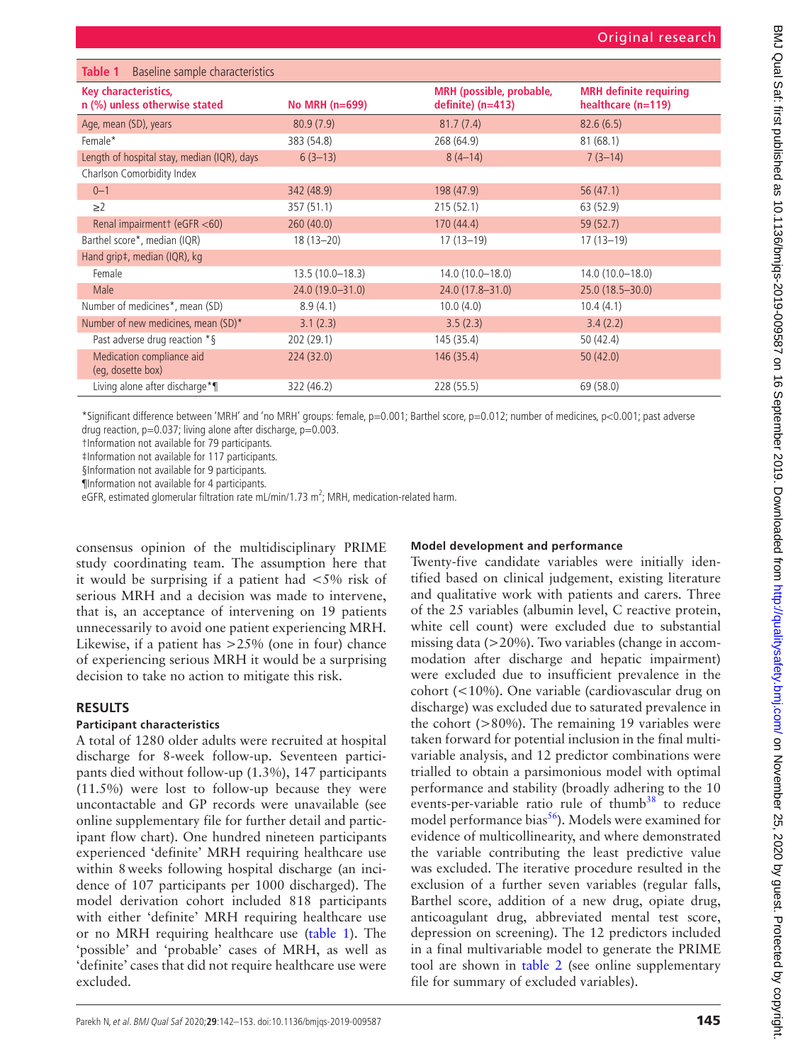**Table 1** Baseline sample characteristics

| Key characteristics, n (%) unless otherwise stated | No MRH (n=699) | MRH (possible, probable, definite) (n=413) | MRH definite requiring healthcare (n=119) |
|---|---|---|---|
| Age, mean (SD), years | 80.9 (7.9) | 81.7 (7.4) | 82.6 (6.5) |
| Female* | 383 (54.8) | 268 (64.9) | 81 (68.1) |
| Length of hospital stay, median (IQR), days | 6 (3–13) | 8 (4–14) | 7 (3–14) |
| Charlson Comorbidity Index | | | |
| 0–1 | 342 (48.9) | 198 (47.9) | 56 (47.1) |
| ≥2 | 357 (51.1) | 215 (52.1) | 63 (52.9) |
| Renal impairment† (eGFR <60) | 260 (40.0) | 170 (44.4) | 59 (52.7) |
| Barthel score*, median (IQR) | 18 (13–20) | 17 (13–19) | 17 (13–19) |
| Hand grip‡, median (IQR), kg | | | |
| Female | 13.5 (10.0–18.3) | 14.0 (10.0–18.0) | 14.0 (10.0–18.0) |
| Male | 24.0 (19.0–31.0) | 24.0 (17.8–31.0) | 25.0 (18.5–30.0) |
| Number of medicines*, mean (SD) | 8.9 (4.1) | 10.0 (4.0) | 10.4 (4.1) |
| Number of new medicines, mean (SD)* | 3.1 (2.3) | 3.5 (2.3) | 3.4 (2.2) |
| Past adverse drug reaction *§ | 202 (29.1) | 145 (35.4) | 50 (42.4) |
| Medication compliance aid (eg, dosette box) | 224 (32.0) | 146 (35.4) | 50 (42.0) |
| Living alone after discharge*¶ | 322 (46.2) | 228 (55.5) | 69 (58.0) |

*Significant difference between 'MRH' and 'no MRH' groups: female, p=0.001; Barthel score, p=0.012; number of medicines, p<0.001; past adverse drug reaction, p=0.037; living alone after discharge, p=0.003.
†Information not available for 79 participants.
‡Information not available for 117 participants.
§Information not available for 9 participants.
¶Information not available for 4 participants.
eGFR, estimated glomerular filtration rate mL/min/1.73 $m^2$; MRH, medication-related harm.

consensus opinion of the multidisciplinary PRIME study coordinating team. The assumption here that it would be surprising if a patient had <5% risk of serious MRH and a decision was made to intervene, that is, an acceptance of intervening on 19 patients unnecessarily to avoid one patient experiencing MRH. Likewise, if a patient has >25% (one in four) chance of experiencing serious MRH it would be a surprising decision to take no action to mitigate this risk.

## RESULTS

### Participant characteristics

A total of 1280 older adults were recruited at hospital discharge for 8-week follow-up. Seventeen participants died without follow-up (1.3%), 147 participants (11.5%) were lost to follow-up because they were uncontactable and GP records were unavailable (see online supplementary file for further detail and participant flow chart). One hundred nineteen participants experienced 'definite' MRH requiring healthcare use within 8 weeks following hospital discharge (an incidence of 107 participants per 1000 discharged). The model derivation cohort included 818 participants with either 'definite' MRH requiring healthcare use or no MRH requiring healthcare use (table 1). The 'possible' and 'probable' cases of MRH, as well as 'definite' cases that did not require healthcare use were excluded.

### Model development and performance

Twenty-five candidate variables were initially identified based on clinical judgement, existing literature and qualitative work with patients and carers. Three of the 25 variables (albumin level, C reactive protein, white cell count) were excluded due to substantial missing data (>20%). Two variables (change in accommodation after discharge and hepatic impairment) were excluded due to insufficient prevalence in the cohort (<10%). One variable (cardiovascular drug on discharge) was excluded due to saturated prevalence in the cohort (>80%). The remaining 19 variables were taken forward for potential inclusion in the final multivariable analysis, and 12 predictor combinations were trialled to obtain a parsimonious model with optimal performance and stability (broadly adhering to the 10 events-per-variable ratio rule of thumb[38] to reduce model performance bias[56]). Models were examined for evidence of multicollinearity, and where demonstrated the variable contributing the least predictive value was excluded. The iterative procedure resulted in the exclusion of a further seven variables (regular falls, Barthel score, addition of a new drug, opiate drug, anticoagulant drug, abbreviated mental test score, depression on screening). The 12 predictors included in a final multivariable model to generate the PRIME tool are shown in table 2 (see online supplementary file for summary of excluded variables).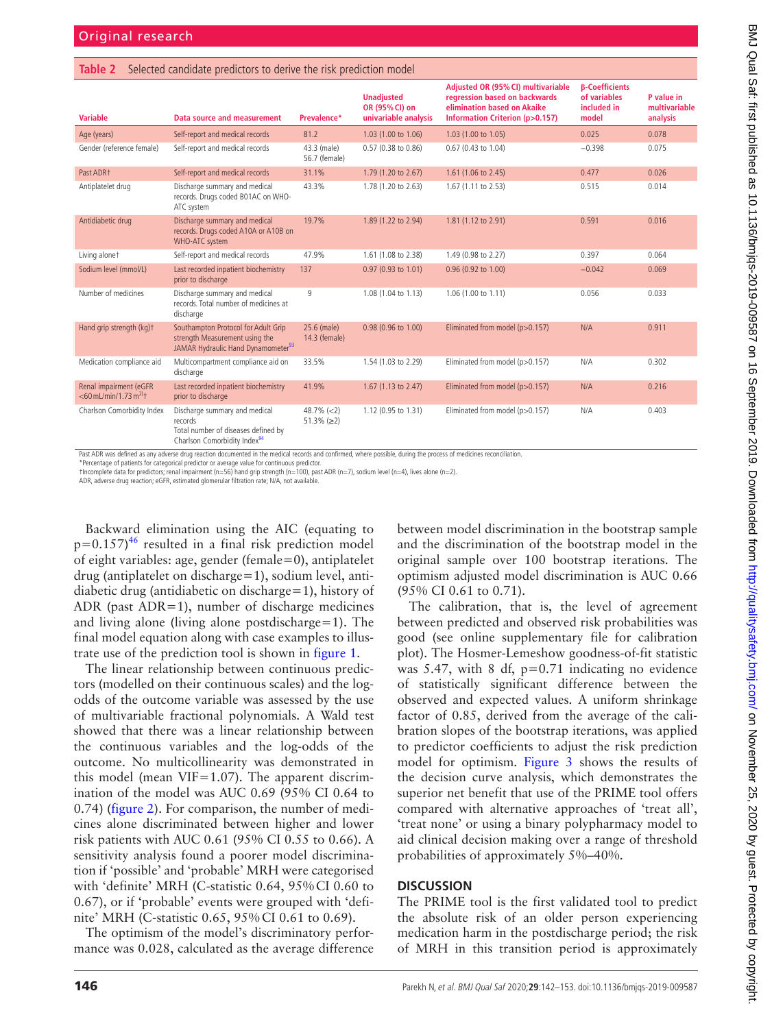**Table 2** Selected candidate predictors to derive the risk prediction model

| Variable | Data source and measurement | Prevalence* | Unadjusted OR (95% CI) on univariable analysis | Adjusted OR (95% CI) multivariable regression based on backwards elimination based on Akaike Information Criterion (p>0.157) | β-Coefficients of variables included in model | P value in multivariable analysis |
|---|---|---|---|---|---|---|
| Age (years) | Self-report and medical records | 81.2 | 1.03 (1.00 to 1.06) | 1.03 (1.00 to 1.05) | 0.025 | 0.078 |
| Gender (reference female) | Self-report and medical records | 43.3 (male) 56.7 (female) | 0.57 (0.38 to 0.86) | 0.67 (0.43 to 1.04) | −0.398 | 0.075 |
| Past ADR† | Self-report and medical records | 31.1% | 1.79 (1.20 to 2.67) | 1.61 (1.06 to 2.45) | 0.477 | 0.026 |
| Antiplatelet drug | Discharge summary and medical records. Drugs coded B01AC on WHO-ATC system | 43.3% | 1.78 (1.20 to 2.63) | 1.67 (1.11 to 2.53) | 0.515 | 0.014 |
| Antidiabetic drug | Discharge summary and medical records. Drugs coded A10A or A10B on WHO-ATC system | 19.7% | 1.89 (1.22 to 2.94) | 1.81 (1.12 to 2.91) | 0.591 | 0.016 |
| Living alone† | Self-report and medical records | 47.9% | 1.61 (1.08 to 2.38) | 1.49 (0.98 to 2.27) | 0.397 | 0.064 |
| Sodium level (mmol/L) | Last recorded inpatient biochemistry prior to discharge | 137 | 0.97 (0.93 to 1.01) | 0.96 (0.92 to 1.00) | −0.042 | 0.069 |
| Number of medicines | Discharge summary and medical records. Total number of medicines at discharge | 9 | 1.08 (1.04 to 1.13) | 1.06 (1.00 to 1.11) | 0.056 | 0.033 |
| Hand grip strength (kg)† | Southampton Protocol for Adult Grip strength Measurement using the JAMAR Hydraulic Hand Dynamometer[33] | 25.6 (male) 14.3 (female) | 0.98 (0.96 to 1.00) | Eliminated from model (p>0.157) | N/A | 0.911 |
| Medication compliance aid | Multicompartment compliance aid on discharge | 33.5% | 1.54 (1.03 to 2.29) | Eliminated from model (p>0.157) | N/A | 0.302 |
| Renal impairment (eGFR <60 mL/min/1.73 m²)† | Last recorded inpatient biochemistry prior to discharge | 41.9% | 1.67 (1.13 to 2.47) | Eliminated from model (p>0.157) | N/A | 0.216 |
| Charlson Comorbidity Index | Discharge summary and medical records Total number of diseases defined by Charlson Comorbidity Index[34] | 48.7% (<2) 51.3% (≥2) | 1.12 (0.95 to 1.31) | Eliminated from model (p>0.157) | N/A | 0.403 |

Past ADR was defined as any adverse drug reaction documented in the medical records and confirmed, where possible, during the process of medicines reconciliation.
*Percentage of patients for categorical predictor or average value for continuous predictor.
†Incomplete data for predictors; renal impairment (n=56) hand grip strength (n=100), past ADR (n=7), sodium level (n=4), lives alone (n=2).
ADR, adverse drug reaction; eGFR, estimated glomerular filtration rate; N/A, not available.

Backward elimination using the AIC (equating to p=0.157)[46] resulted in a final risk prediction model of eight variables: age, gender (female=0), antiplatelet drug (antiplatelet on discharge=1), sodium level, antidiabetic drug (antidiabetic on discharge=1), history of ADR (past ADR=1), number of discharge medicines and living alone (living alone postdischarge=1). The final model equation along with case examples to illustrate use of the prediction tool is shown in figure 1.

The linear relationship between continuous predictors (modelled on their continuous scales) and the log-odds of the outcome variable was assessed by the use of multivariable fractional polynomials. A Wald test showed that there was a linear relationship between the continuous variables and the log-odds of the outcome. No multicollinearity was demonstrated in this model (mean VIF=1.07). The apparent discrimination of the model was AUC 0.69 (95% CI 0.64 to 0.74) (figure 2). For comparison, the number of medicines alone discriminated between higher and lower risk patients with AUC 0.61 (95% CI 0.55 to 0.66). A sensitivity analysis found a poorer model discrimination if 'possible' and 'probable' MRH were categorised with 'definite' MRH (C-statistic 0.64, 95% CI 0.60 to 0.67), or if 'probable' events were grouped with 'definite' MRH (C-statistic 0.65, 95% CI 0.61 to 0.69).

The optimism of the model's discriminatory performance was 0.028, calculated as the average difference between model discrimination in the bootstrap sample and the discrimination of the bootstrap model in the original sample over 100 bootstrap iterations. The optimism adjusted model discrimination is AUC 0.66 (95% CI 0.61 to 0.71).

The calibration, that is, the level of agreement between predicted and observed risk probabilities was good (see online supplementary file for calibration plot). The Hosmer-Lemeshow goodness-of-fit statistic was 5.47, with 8 df, p=0.71 indicating no evidence of statistically significant difference between the observed and expected values. A uniform shrinkage factor of 0.85, derived from the average of the calibration slopes of the bootstrap iterations, was applied to predictor coefficients to adjust the risk prediction model for optimism. Figure 3 shows the results of the decision curve analysis, which demonstrates the superior net benefit that use of the PRIME tool offers compared with alternative approaches of 'treat all', 'treat none' or using a binary polypharmacy model to aid clinical decision making over a range of threshold probabilities of approximately 5%–40%.

## DISCUSSION

The PRIME tool is the first validated tool to predict the absolute risk of an older person experiencing medication harm in the postdischarge period; the risk of MRH in this transition period is approximately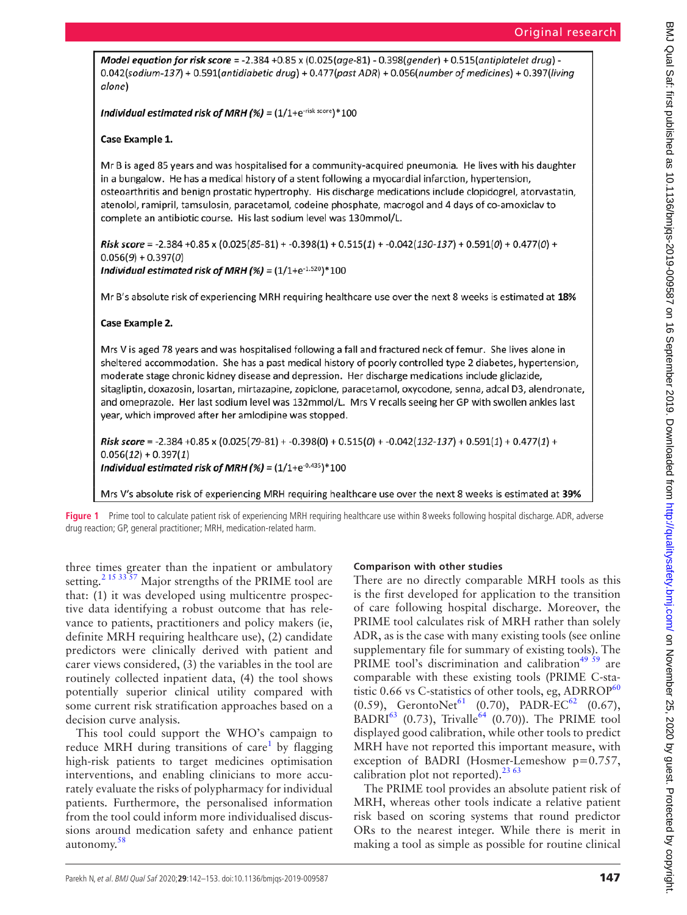**Model equation for risk score** = $-2.384 + 0.85 \times (0.025(age\text{-}81) - 0.398(gender) + 0.515(antiplatelet\ drug) - 0.042(sodium\text{-}137) + 0.591(antidiabetic\ drug) + 0.477(past\ ADR) + 0.056(number\ of\ medicines) + 0.397(living\ alone)$

**Individual estimated risk of MRH (%)** = $(1/1+e^{-\text{risk score}})*100$

**Case Example 1.**

Mr B is aged 85 years and was hospitalised for a community-acquired pneumonia. He lives with his daughter in a bungalow. He has a medical history of a stent following a myocardial infarction, hypertension, osteoarthritis and benign prostatic hypertrophy. His discharge medications include clopidogrel, atorvastatin, atenolol, ramipril, tamsulosin, paracetamol, codeine phosphate, macrogol and 4 days of co-amoxiclav to complete an antibiotic course. His last sodium level was 130mmol/L.

**Risk score** = $-2.384 + 0.85 \times (0.025(85\text{-}81) + -0.398(1) + 0.515(1) + -0.042(130\text{-}137) + 0.591(0) + 0.477(0) + 0.056(9) + 0.397(0)$
**Individual estimated risk of MRH (%)** = $(1/1+e^{-1.520})*100$

Mr B's absolute risk of experiencing MRH requiring healthcare use over the next 8 weeks is estimated at **18%**

**Case Example 2.**

Mrs V is aged 78 years and was hospitalised following a fall and fractured neck of femur. She lives alone in sheltered accommodation. She has a past medical history of poorly controlled type 2 diabetes, hypertension, moderate stage chronic kidney disease and depression. Her discharge medications include gliclazide, sitagliptin, doxazosin, losartan, mirtazapine, zopiclone, paracetamol, oxycodone, senna, adcal D3, alendronate, and omeprazole. Her last sodium level was 132mmol/L. Mrs V recalls seeing her GP with swollen ankles last year, which improved after her amlodipine was stopped.

**Risk score** = $-2.384 + 0.85 \times (0.025(79\text{-}81) + -0.398(0) + 0.515(0) + -0.042(132\text{-}137) + 0.591(1) + 0.477(1) + 0.056(12) + 0.397(1)$
**Individual estimated risk of MRH (%)** = $(1/1+e^{-0.435})*100$

Mrs V's absolute risk of experiencing MRH requiring healthcare use over the next 8 weeks is estimated at **39%**

**Figure 1** Prime tool to calculate patient risk of experiencing MRH requiring healthcare use within 8 weeks following hospital discharge. ADR, adverse drug reaction; GP, general practitioner; MRH, medication-related harm.

three times greater than the inpatient or ambulatory setting.[2 15 33 57] Major strengths of the PRIME tool are that: (1) it was developed using multicentre prospective data identifying a robust outcome that has relevance to patients, practitioners and policy makers (ie, definite MRH requiring healthcare use), (2) candidate predictors were clinically derived with patient and carer views considered, (3) the variables in the tool are routinely collected inpatient data, (4) the tool shows potentially superior clinical utility compared with some current risk stratification approaches based on a decision curve analysis.

This tool could support the WHO's campaign to reduce MRH during transitions of care[1] by flagging high-risk patients to target medicines optimisation interventions, and enabling clinicians to more accurately evaluate the risks of polypharmacy for individual patients. Furthermore, the personalised information from the tool could inform more individualised discussions around medication safety and enhance patient autonomy.[58]

### Comparison with other studies

There are no directly comparable MRH tools as this is the first developed for application to the transition of care following hospital discharge. Moreover, the PRIME tool calculates risk of MRH rather than solely ADR, as is the case with many existing tools (see online supplementary file for summary of existing tools). The PRIME tool's discrimination and calibration[49 59] are comparable with these existing tools (PRIME C-statistic 0.66 vs C-statistics of other tools, eg, ADRROP[60] (0.59), GerontoNet[61] (0.70), PADR-EC[62] (0.67), BADRI[63] (0.73), Trivalle[64] (0.70)). The PRIME tool displayed good calibration, while other tools to predict MRH have not reported this important measure, with exception of BADRI (Hosmer-Lemeshow p=0.757, calibration plot not reported).[23 63]

The PRIME tool provides an absolute patient risk of MRH, whereas other tools indicate a relative patient risk based on scoring systems that round predictor ORs to the nearest integer. While there is merit in making a tool as simple as possible for routine clinical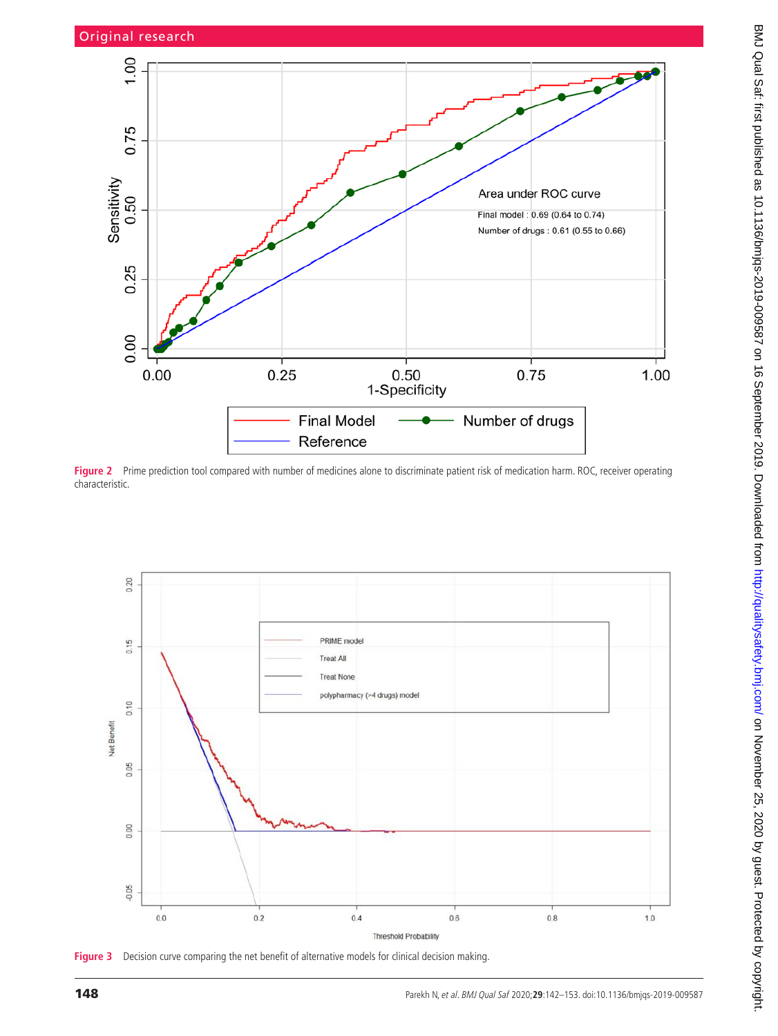Figure 2 Prime prediction tool compared with number of medicines alone to discriminate patient risk of medication harm. ROC, receiver operating characteristic.

Figure 3 Decision curve comparing the net benefit of alternative models for clinical decision making.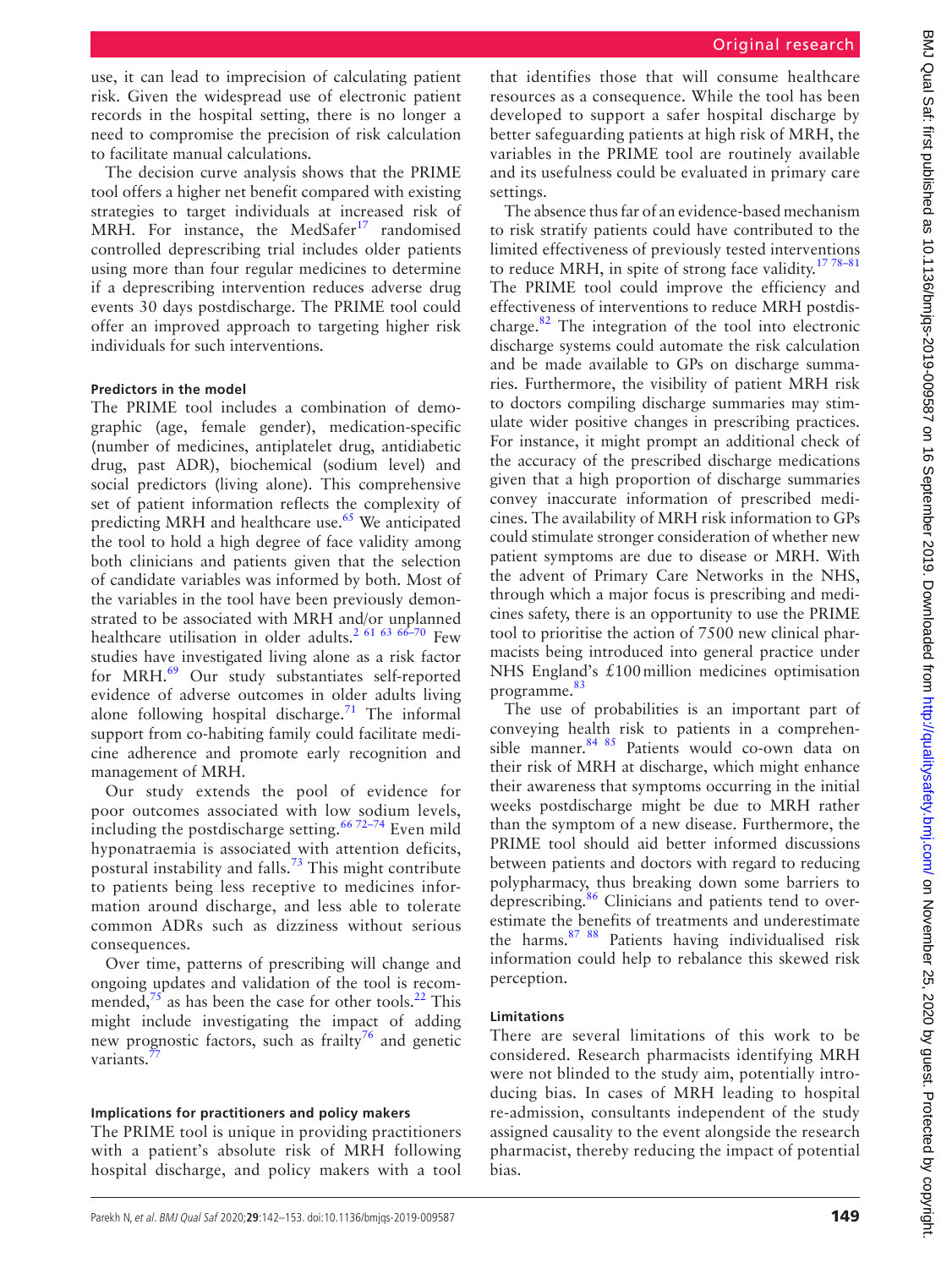use, it can lead to imprecision of calculating patient risk. Given the widespread use of electronic patient records in the hospital setting, there is no longer a need to compromise the precision of risk calculation to facilitate manual calculations.

The decision curve analysis shows that the PRIME tool offers a higher net benefit compared with existing strategies to target individuals at increased risk of MRH. For instance, the MedSafer[17] randomised controlled deprescribing trial includes older patients using more than four regular medicines to determine if a deprescribing intervention reduces adverse drug events 30 days postdischarge. The PRIME tool could offer an improved approach to targeting higher risk individuals for such interventions.

#### Predictors in the model

The PRIME tool includes a combination of demographic (age, female gender), medication-specific (number of medicines, antiplatelet drug, antidiabetic drug, past ADR), biochemical (sodium level) and social predictors (living alone). This comprehensive set of patient information reflects the complexity of predicting MRH and healthcare use.[65] We anticipated the tool to hold a high degree of face validity among both clinicians and patients given that the selection of candidate variables was informed by both. Most of the variables in the tool have been previously demonstrated to be associated with MRH and/or unplanned healthcare utilisation in older adults.[2 61 63 66–70] Few studies have investigated living alone as a risk factor for MRH.[69] Our study substantiates self-reported evidence of adverse outcomes in older adults living alone following hospital discharge.[71] The informal support from co-habiting family could facilitate medicine adherence and promote early recognition and management of MRH.

Our study extends the pool of evidence for poor outcomes associated with low sodium levels, including the postdischarge setting.[66 72–74] Even mild hyponatraemia is associated with attention deficits, postural instability and falls.[73] This might contribute to patients being less receptive to medicines information around discharge, and less able to tolerate common ADRs such as dizziness without serious consequences.

Over time, patterns of prescribing will change and ongoing updates and validation of the tool is recommended,[75] as has been the case for other tools.[22] This might include investigating the impact of adding new prognostic factors, such as frailty[76] and genetic variants.[77]

#### Implications for practitioners and policy makers

The PRIME tool is unique in providing practitioners with a patient's absolute risk of MRH following hospital discharge, and policy makers with a tool that identifies those that will consume healthcare resources as a consequence. While the tool has been developed to support a safer hospital discharge by better safeguarding patients at high risk of MRH, the variables in the PRIME tool are routinely available and its usefulness could be evaluated in primary care settings.

The absence thus far of an evidence-based mechanism to risk stratify patients could have contributed to the limited effectiveness of previously tested interventions to reduce MRH, in spite of strong face validity.[17 78–81] The PRIME tool could improve the efficiency and effectiveness of interventions to reduce MRH postdischarge.[82] The integration of the tool into electronic discharge systems could automate the risk calculation and be made available to GPs on discharge summaries. Furthermore, the visibility of patient MRH risk to doctors compiling discharge summaries may stimulate wider positive changes in prescribing practices. For instance, it might prompt an additional check of the accuracy of the prescribed discharge medications given that a high proportion of discharge summaries convey inaccurate information of prescribed medicines. The availability of MRH risk information to GPs could stimulate stronger consideration of whether new patient symptoms are due to disease or MRH. With the advent of Primary Care Networks in the NHS, through which a major focus is prescribing and medicines safety, there is an opportunity to use the PRIME tool to prioritise the action of 7500 new clinical pharmacists being introduced into general practice under NHS England's £100 million medicines optimisation programme.[83]

The use of probabilities is an important part of conveying health risk to patients in a comprehensible manner.[84 85] Patients would co-own data on their risk of MRH at discharge, which might enhance their awareness that symptoms occurring in the initial weeks postdischarge might be due to MRH rather than the symptom of a new disease. Furthermore, the PRIME tool should aid better informed discussions between patients and doctors with regard to reducing polypharmacy, thus breaking down some barriers to deprescribing.[86] Clinicians and patients tend to overestimate the benefits of treatments and underestimate the harms.[87 88] Patients having individualised risk information could help to rebalance this skewed risk perception.

#### Limitations

There are several limitations of this work to be considered. Research pharmacists identifying MRH were not blinded to the study aim, potentially introducing bias. In cases of MRH leading to hospital re-admission, consultants independent of the study assigned causality to the event alongside the research pharmacist, thereby reducing the impact of potential bias.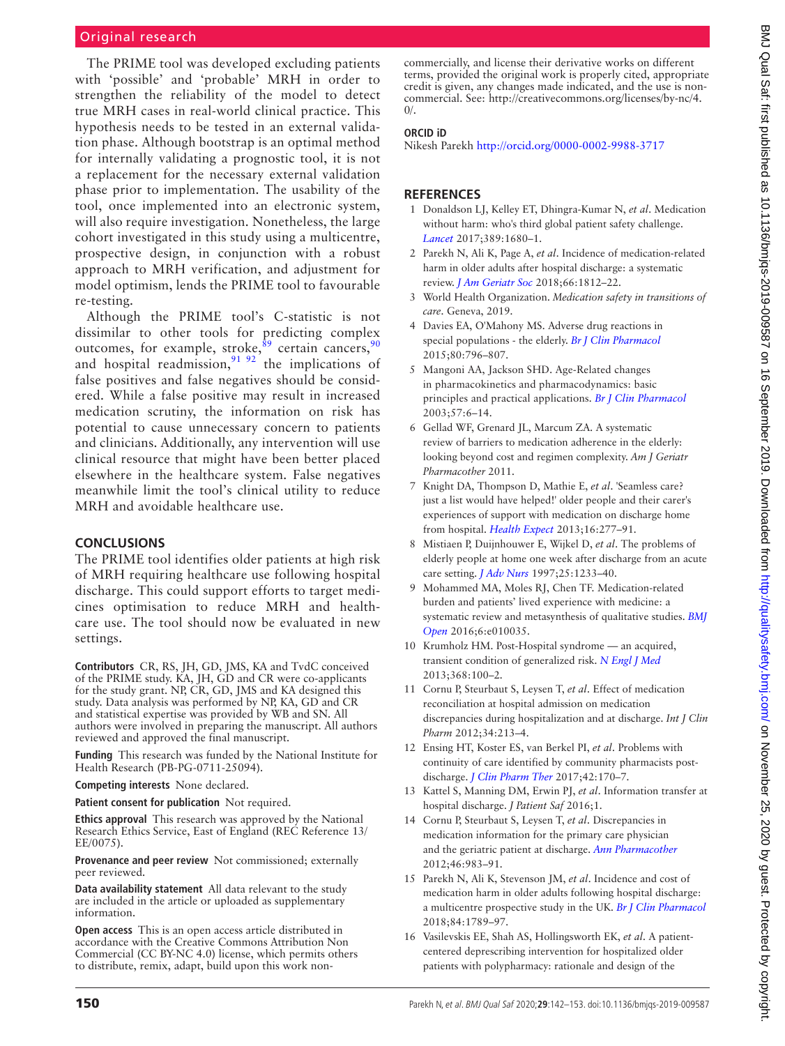The PRIME tool was developed excluding patients with 'possible' and 'probable' MRH in order to strengthen the reliability of the model to detect true MRH cases in real-world clinical practice. This hypothesis needs to be tested in an external validation phase. Although bootstrap is an optimal method for internally validating a prognostic tool, it is not a replacement for the necessary external validation phase prior to implementation. The usability of the tool, once implemented into an electronic system, will also require investigation. Nonetheless, the large cohort investigated in this study using a multicentre, prospective design, in conjunction with a robust approach to MRH verification, and adjustment for model optimism, lends the PRIME tool to favourable re-testing.

Although the PRIME tool's C-statistic is not dissimilar to other tools for predicting complex outcomes, for example, stroke,[89] certain cancers,[90] and hospital readmission,[91 92] the implications of false positives and false negatives should be considered. While a false positive may result in increased medication scrutiny, the information on risk has potential to cause unnecessary concern to patients and clinicians. Additionally, any intervention will use clinical resource that might have been better placed elsewhere in the healthcare system. False negatives meanwhile limit the tool's clinical utility to reduce MRH and avoidable healthcare use.

## CONCLUSIONS

The PRIME tool identifies older patients at high risk of MRH requiring healthcare use following hospital discharge. This could support efforts to target medicines optimisation to reduce MRH and healthcare use. The tool should now be evaluated in new settings.

**Contributors** CR, RS, JH, GD, JMS, KA and TvdC conceived of the PRIME study. KA, JH, GD and CR were co-applicants for the study grant. NP, CR, GD, JMS and KA designed this study. Data analysis was performed by NP, KA, GD and CR and statistical expertise was provided by WB and SN. All authors were involved in preparing the manuscript. All authors reviewed and approved the final manuscript.

**Funding** This research was funded by the National Institute for Health Research (PB-PG-0711-25094).

**Competing interests** None declared.

**Patient consent for publication** Not required.

**Ethics approval** This research was approved by the National Research Ethics Service, East of England (REC Reference 13/EE/0075).

**Provenance and peer review** Not commissioned; externally peer reviewed.

**Data availability statement** All data relevant to the study are included in the article or uploaded as supplementary information.

**Open access** This is an open access article distributed in accordance with the Creative Commons Attribution Non Commercial (CC BY-NC 4.0) license, which permits others to distribute, remix, adapt, build upon this work non-commercially, and license their derivative works on different terms, provided the original work is properly cited, appropriate credit is given, any changes made indicated, and the use is non-commercial. See: http://creativecommons.org/licenses/by-nc/4.0/.

### ORCID iD

Nikesh Parekh http://orcid.org/0000-0002-9988-3717

## REFERENCES

1. Donaldson LJ, Kelley ET, Dhingra-Kumar N, *et al*. Medication without harm: who's third global patient safety challenge. *Lancet* 2017;389:1680–1.
2. Parekh N, Ali K, Page A, *et al*. Incidence of medication-related harm in older adults after hospital discharge: a systematic review. *J Am Geriatr Soc* 2018;66:1812–22.
3. World Health Organization. *Medication safety in transitions of care*. Geneva, 2019.
4. Davies EA, O'Mahony MS. Adverse drug reactions in special populations - the elderly. *Br J Clin Pharmacol* 2015;80:796–807.
5. Mangoni AA, Jackson SHD. Age-Related changes in pharmacokinetics and pharmacodynamics: basic principles and practical applications. *Br J Clin Pharmacol* 2003;57:6–14.
6. Gellad WF, Grenard JL, Marcum ZA. A systematic review of barriers to medication adherence in the elderly: looking beyond cost and regimen complexity. *Am J Geriatr Pharmacother* 2011.
7. Knight DA, Thompson D, Mathie E, *et al*. 'Seamless care? just a list would have helped!' older people and their carer's experiences of support with medication on discharge home from hospital. *Health Expect* 2013;16:277–91.
8. Mistiaen P, Duijnhouwer E, Wijkel D, *et al*. The problems of elderly people at home one week after discharge from an acute care setting. *J Adv Nurs* 1997;25:1233–40.
9. Mohammed MA, Moles RJ, Chen TF. Medication-related burden and patients' lived experience with medicine: a systematic review and metasynthesis of qualitative studies. *BMJ Open* 2016;6:e010035.
10. Krumholz HM. Post-Hospital syndrome — an acquired, transient condition of generalized risk. *N Engl J Med* 2013;368:100–2.
11. Cornu P, Steurbaut S, Leysen T, *et al*. Effect of medication reconciliation at hospital admission on medication discrepancies during hospitalization and at discharge. *Int J Clin Pharm* 2012;34:213–4.
12. Ensing HT, Koster ES, van Berkel PI, *et al*. Problems with continuity of care identified by community pharmacists post-discharge. *J Clin Pharm Ther* 2017;42:170–7.
13. Kattel S, Manning DM, Erwin PJ, *et al*. Information transfer at hospital discharge. *J Patient Saf* 2016;1.
14. Cornu P, Steurbaut S, Leysen T, *et al*. Discrepancies in medication information for the primary care physician and the geriatric patient at discharge. *Ann Pharmacother* 2012;46:983–91.
15. Parekh N, Ali K, Stevenson JM, *et al*. Incidence and cost of medication harm in older adults following hospital discharge: a multicentre prospective study in the UK. *Br J Clin Pharmacol* 2018;84:1789–97.
16. Vasilevskis EE, Shah AS, Hollingsworth EK, *et al*. A patient-centered deprescribing intervention for hospitalized older patients with polypharmacy: rationale and design of the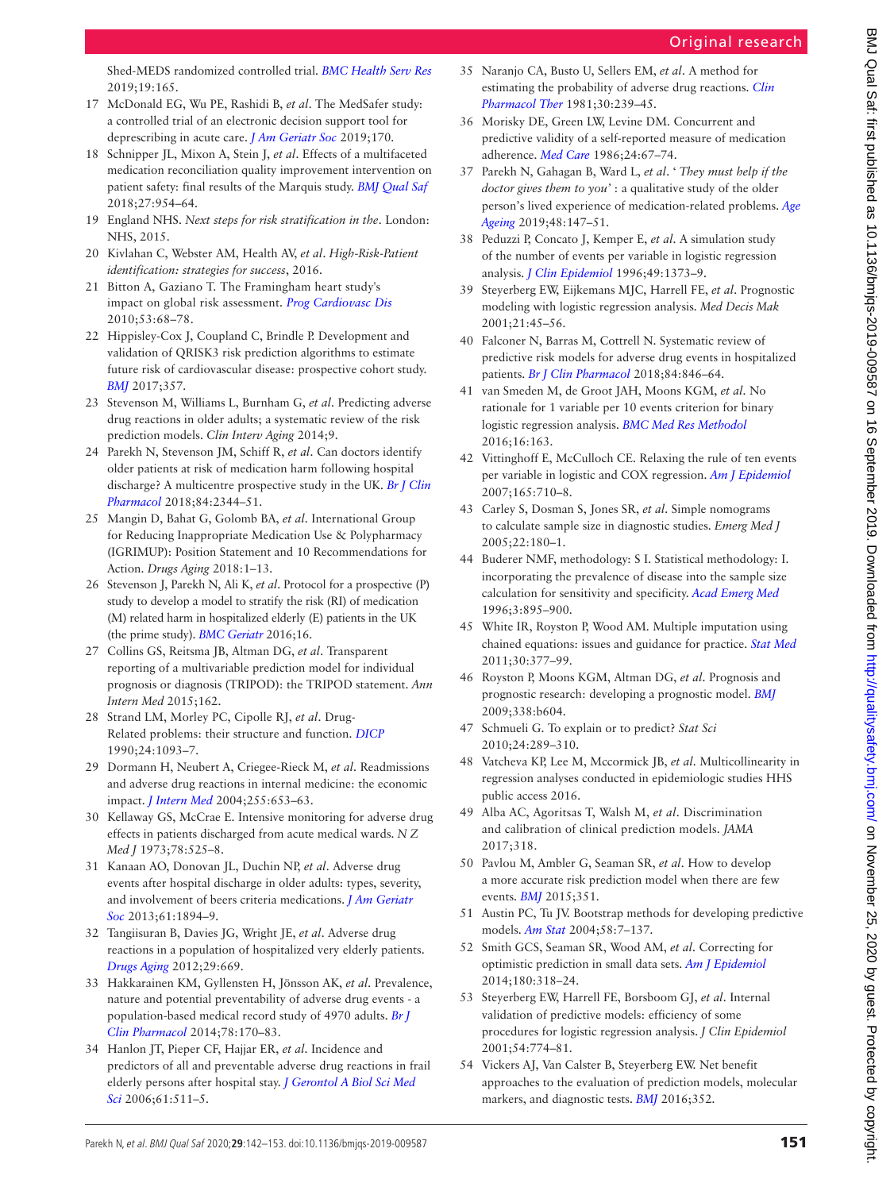Shed-MEDS randomized controlled trial. *BMC Health Serv Res* 2019;19:165.

17 McDonald EG, Wu PE, Rashidi B, *et al*. The MedSafer study: a controlled trial of an electronic decision support tool for deprescribing in acute care. *J Am Geriatr Soc* 2019;170.

18 Schnipper JL, Mixon A, Stein J, *et al*. Effects of a multifaceted medication reconciliation quality improvement intervention on patient safety: final results of the Marquis study. *BMJ Qual Saf* 2018;27:954–64.

19 England NHS. *Next steps for risk stratification in the*. London: NHS, 2015.

20 Kivlahan C, Webster AM, Health AV, *et al*. *High-Risk-Patient identification: strategies for success*, 2016.

21 Bitton A, Gaziano T. The Framingham heart study's impact on global risk assessment. *Prog Cardiovasc Dis* 2010;53:68–78.

22 Hippisley-Cox J, Coupland C, Brindle P. Development and validation of QRISK3 risk prediction algorithms to estimate future risk of cardiovascular disease: prospective cohort study. *BMJ* 2017;357.

23 Stevenson M, Williams L, Burnham G, *et al*. Predicting adverse drug reactions in older adults; a systematic review of the risk prediction models. *Clin Interv Aging* 2014;9.

24 Parekh N, Stevenson JM, Schiff R, *et al*. Can doctors identify older patients at risk of medication harm following hospital discharge? A multicentre prospective study in the UK. *Br J Clin Pharmacol* 2018;84:2344–51.

25 Mangin D, Bahat G, Golomb BA, *et al*. International Group for Reducing Inappropriate Medication Use & Polypharmacy (IGRIMUP): Position Statement and 10 Recommendations for Action. *Drugs Aging* 2018:1–13.

26 Stevenson J, Parekh N, Ali K, *et al*. Protocol for a prospective (P) study to develop a model to stratify the risk (RI) of medication (M) related harm in hospitalized elderly (E) patients in the UK (the prime study). *BMC Geriatr* 2016;16.

27 Collins GS, Reitsma JB, Altman DG, *et al*. Transparent reporting of a multivariable prediction model for individual prognosis or diagnosis (TRIPOD): the TRIPOD statement. *Ann Intern Med* 2015;162.

28 Strand LM, Morley PC, Cipolle RJ, *et al*. Drug-Related problems: their structure and function. *DICP* 1990;24:1093–7.

29 Dormann H, Neubert A, Criegee-Rieck M, *et al*. Readmissions and adverse drug reactions in internal medicine: the economic impact. *J Intern Med* 2004;255:653–63.

30 Kellaway GS, McCrae E. Intensive monitoring for adverse drug effects in patients discharged from acute medical wards. *N Z Med J* 1973;78:525–8.

31 Kanaan AO, Donovan JL, Duchin NP, *et al*. Adverse drug events after hospital discharge in older adults: types, severity, and involvement of beers criteria medications. *J Am Geriatr Soc* 2013;61:1894–9.

32 Tangiisuran B, Davies JG, Wright JE, *et al*. Adverse drug reactions in a population of hospitalized very elderly patients. *Drugs Aging* 2012;29:669.

33 Hakkarainen KM, Gyllensten H, Jönsson AK, *et al*. Prevalence, nature and potential preventability of adverse drug events - a population-based medical record study of 4970 adults. *Br J Clin Pharmacol* 2014;78:170–83.

34 Hanlon JT, Pieper CF, Hajjar ER, *et al*. Incidence and predictors of all and preventable adverse drug reactions in frail elderly persons after hospital stay. *J Gerontol A Biol Sci Med Sci* 2006;61:511–5.

35 Naranjo CA, Busto U, Sellers EM, *et al*. A method for estimating the probability of adverse drug reactions. *Clin Pharmacol Ther* 1981;30:239–45.

36 Morisky DE, Green LW, Levine DM. Concurrent and predictive validity of a self-reported measure of medication adherence. *Med Care* 1986;24:67–74.

37 Parekh N, Gahagan B, Ward L, *et al*. '*They must help if the doctor gives them to you*' : a qualitative study of the older person's lived experience of medication-related problems. *Age Ageing* 2019;48:147–51.

38 Peduzzi P, Concato J, Kemper E, *et al*. A simulation study of the number of events per variable in logistic regression analysis. *J Clin Epidemiol* 1996;49:1373–9.

39 Steyerberg EW, Eijkemans MJC, Harrell FE, *et al*. Prognostic modeling with logistic regression analysis. *Med Decis Mak* 2001;21:45–56.

40 Falconer N, Barras M, Cottrell N. Systematic review of predictive risk models for adverse drug events in hospitalized patients. *Br J Clin Pharmacol* 2018;84:846–64.

41 van Smeden M, de Groot JAH, Moons KGM, *et al*. No rationale for 1 variable per 10 events criterion for binary logistic regression analysis. *BMC Med Res Methodol* 2016;16:163.

42 Vittinghoff E, McCulloch CE. Relaxing the rule of ten events per variable in logistic and COX regression. *Am J Epidemiol* 2007;165:710–8.

43 Carley S, Dosman S, Jones SR, *et al*. Simple nomograms to calculate sample size in diagnostic studies. *Emerg Med J* 2005;22:180–1.

44 Buderer NMF, methodology: S I. Statistical methodology: I. incorporating the prevalence of disease into the sample size calculation for sensitivity and specificity. *Acad Emerg Med* 1996;3:895–900.

45 White IR, Royston P, Wood AM. Multiple imputation using chained equations: issues and guidance for practice. *Stat Med* 2011;30:377–99.

46 Royston P, Moons KGM, Altman DG, *et al*. Prognosis and prognostic research: developing a prognostic model. *BMJ* 2009;338:b604.

47 Schmueli G. To explain or to predict? *Stat Sci* 2010;24:289–310.

48 Vatcheva KP, Lee M, Mccormick JB, *et al*. Multicollinearity in regression analyses conducted in epidemiologic studies HHS public access 2016.

49 Alba AC, Agoritsas T, Walsh M, *et al*. Discrimination and calibration of clinical prediction models. *JAMA* 2017;318.

50 Pavlou M, Ambler G, Seaman SR, *et al*. How to develop a more accurate risk prediction model when there are few events. *BMJ* 2015;351.

51 Austin PC, Tu JV. Bootstrap methods for developing predictive models. *Am Stat* 2004;58:7–137.

52 Smith GCS, Seaman SR, Wood AM, *et al*. Correcting for optimistic prediction in small data sets. *Am J Epidemiol* 2014;180:318–24.

53 Steyerberg EW, Harrell FE, Borsboom GJ, *et al*. Internal validation of predictive models: efficiency of some procedures for logistic regression analysis. *J Clin Epidemiol* 2001;54:774–81.

54 Vickers AJ, Van Calster B, Steyerberg EW. Net benefit approaches to the evaluation of prediction models, molecular markers, and diagnostic tests. *BMJ* 2016;352.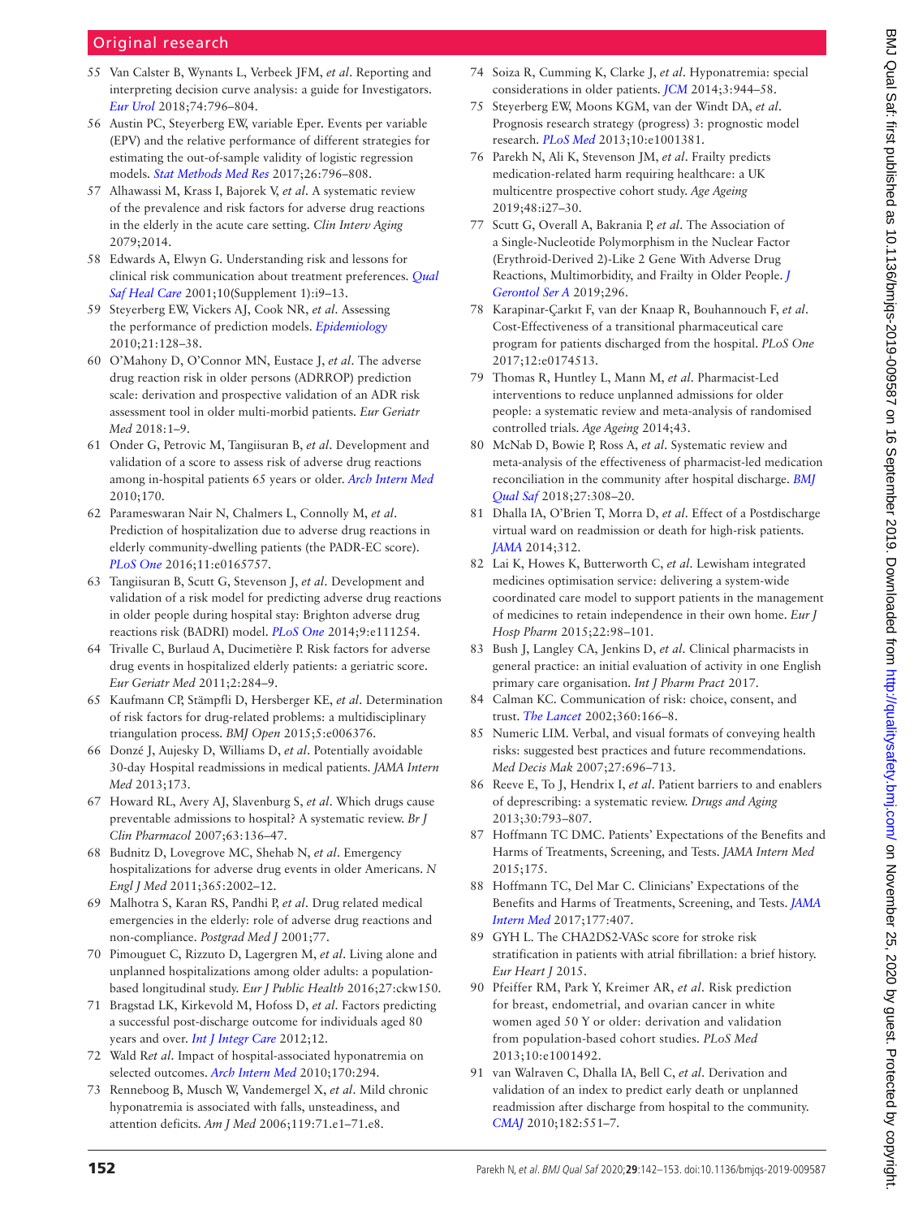55 Van Calster B, Wynants L, Verbeek JFM, *et al*. Reporting and interpreting decision curve analysis: a guide for Investigators. *Eur Urol* 2018;74:796–804.

56 Austin PC, Steyerberg EW, variable Eper. Events per variable (EPV) and the relative performance of different strategies for estimating the out-of-sample validity of logistic regression models. *Stat Methods Med Res* 2017;26:796–808.

57 Alhawassi M, Krass I, Bajorek V, *et al*. A systematic review of the prevalence and risk factors for adverse drug reactions in the elderly in the acute care setting. *Clin Interv Aging* 2079;2014.

58 Edwards A, Elwyn G. Understanding risk and lessons for clinical risk communication about treatment preferences. *Qual Saf Heal Care* 2001;10(Supplement 1):i9–13.

59 Steyerberg EW, Vickers AJ, Cook NR, *et al*. Assessing the performance of prediction models. *Epidemiology* 2010;21:128–38.

60 O'Mahony D, O'Connor MN, Eustace J, *et al*. The adverse drug reaction risk in older persons (ADRROP) prediction scale: derivation and prospective validation of an ADR risk assessment tool in older multi-morbid patients. *Eur Geriatr Med* 2018:1–9.

61 Onder G, Petrovic M, Tangiisuran B, *et al*. Development and validation of a score to assess risk of adverse drug reactions among in-hospital patients 65 years or older. *Arch Intern Med* 2010;170.

62 Parameswaran Nair N, Chalmers L, Connolly M, *et al*. Prediction of hospitalization due to adverse drug reactions in elderly community-dwelling patients (the PADR-EC score). *PLoS One* 2016;11:e0165757.

63 Tangiisuran B, Scutt G, Stevenson J, *et al*. Development and validation of a risk model for predicting adverse drug reactions in older people during hospital stay: Brighton adverse drug reactions risk (BADRI) model. *PLoS One* 2014;9:e111254.

64 Trivalle C, Burlaud A, Ducimetière P. Risk factors for adverse drug events in hospitalized elderly patients: a geriatric score. *Eur Geriatr Med* 2011;2:284–9.

65 Kaufmann CP, Stämpfli D, Hersberger KE, *et al*. Determination of risk factors for drug-related problems: a multidisciplinary triangulation process. *BMJ Open* 2015;5:e006376.

66 Donzé J, Aujesky D, Williams D, *et al*. Potentially avoidable 30-day Hospital readmissions in medical patients. *JAMA Intern Med* 2013;173.

67 Howard RL, Avery AJ, Slavenburg S, *et al*. Which drugs cause preventable admissions to hospital? A systematic review. *Br J Clin Pharmacol* 2007;63:136–47.

68 Budnitz D, Lovegrove MC, Shehab N, *et al*. Emergency hospitalizations for adverse drug events in older Americans. *N Engl J Med* 2011;365:2002–12.

69 Malhotra S, Karan RS, Pandhi P, *et al*. Drug related medical emergencies in the elderly: role of adverse drug reactions and non-compliance. *Postgrad Med J* 2001;77.

70 Pimouguet C, Rizzuto D, Lagergren M, *et al*. Living alone and unplanned hospitalizations among older adults: a population-based longitudinal study. *Eur J Public Health* 2016;27:ckw150.

71 Bragstad LK, Kirkevold M, Hofoss D, *et al*. Factors predicting a successful post-discharge outcome for individuals aged 80 years and over. *Int J Integr Care* 2012;12.

72 Wald R*et al*. Impact of hospital-associated hyponatremia on selected outcomes. *Arch Intern Med* 2010;170:294.

73 Renneboog B, Musch W, Vandemergel X, *et al*. Mild chronic hyponatremia is associated with falls, unsteadiness, and attention deficits. *Am J Med* 2006;119:71.e1–71.e8.

74 Soiza R, Cumming K, Clarke J, *et al*. Hyponatremia: special considerations in older patients. *JCM* 2014;3:944–58.

75 Steyerberg EW, Moons KGM, van der Windt DA, *et al*. Prognosis research strategy (progress) 3: prognostic model research. *PLoS Med* 2013;10:e1001381.

76 Parekh N, Ali K, Stevenson JM, *et al*. Frailty predicts medication-related harm requiring healthcare: a UK multicentre prospective cohort study. *Age Ageing* 2019;48:i27–30.

77 Scutt G, Overall A, Bakrania P, *et al*. The Association of a Single-Nucleotide Polymorphism in the Nuclear Factor (Erythroid-Derived 2)-Like 2 Gene With Adverse Drug Reactions, Multimorbidity, and Frailty in Older People. *J Gerontol Ser A* 2019;296.

78 Karapinar-Çarkıt F, van der Knaap R, Bouhannouch F, *et al*. Cost-Effectiveness of a transitional pharmaceutical care program for patients discharged from the hospital. *PLoS One* 2017;12:e0174513.

79 Thomas R, Huntley L, Mann M, *et al*. Pharmacist-Led interventions to reduce unplanned admissions for older people: a systematic review and meta-analysis of randomised controlled trials. *Age Ageing* 2014;43.

80 McNab D, Bowie P, Ross A, *et al*. Systematic review and meta-analysis of the effectiveness of pharmacist-led medication reconciliation in the community after hospital discharge. *BMJ Qual Saf* 2018;27:308–20.

81 Dhalla IA, O'Brien T, Morra D, *et al*. Effect of a Postdischarge virtual ward on readmission or death for high-risk patients. *JAMA* 2014;312.

82 Lai K, Howes K, Butterworth C, *et al*. Lewisham integrated medicines optimisation service: delivering a system-wide coordinated care model to support patients in the management of medicines to retain independence in their own home. *Eur J Hosp Pharm* 2015;22:98–101.

83 Bush J, Langley CA, Jenkins D, *et al*. Clinical pharmacists in general practice: an initial evaluation of activity in one English primary care organisation. *Int J Pharm Pract* 2017.

84 Calman KC. Communication of risk: choice, consent, and trust. *The Lancet* 2002;360:166–8.

85 Numeric LIM. Verbal, and visual formats of conveying health risks: suggested best practices and future recommendations. *Med Decis Mak* 2007;27:696–713.

86 Reeve E, To J, Hendrix I, *et al*. Patient barriers to and enablers of deprescribing: a systematic review. *Drugs and Aging* 2013;30:793–807.

87 Hoffmann TC DMC. Patients' Expectations of the Benefits and Harms of Treatments, Screening, and Tests. *JAMA Intern Med* 2015;175.

88 Hoffmann TC, Del Mar C. Clinicians' Expectations of the Benefits and Harms of Treatments, Screening, and Tests. *JAMA Intern Med* 2017;177:407.

89 GYH L. The CHA2DS2-VASc score for stroke risk stratification in patients with atrial fibrillation: a brief history. *Eur Heart J* 2015.

90 Pfeiffer RM, Park Y, Kreimer AR, *et al*. Risk prediction for breast, endometrial, and ovarian cancer in white women aged 50 Y or older: derivation and validation from population-based cohort studies. *PLoS Med* 2013;10:e1001492.

91 van Walraven C, Dhalla IA, Bell C, *et al*. Derivation and validation of an index to predict early death or unplanned readmission after discharge from hospital to the community. *CMAJ* 2010;182:551–7.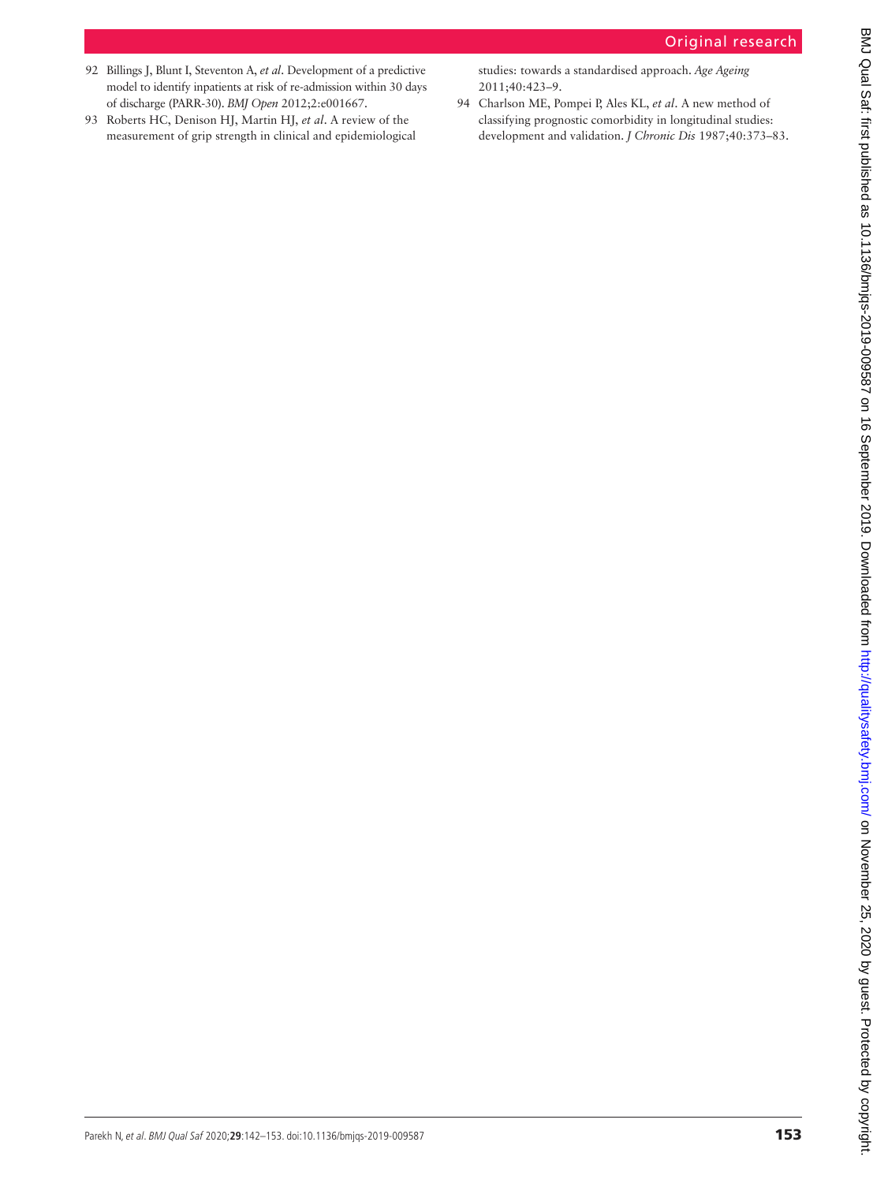92 Billings J, Blunt I, Steventon A, *et al*. Development of a predictive model to identify inpatients at risk of re-admission within 30 days of discharge (PARR-30). *BMJ Open* 2012;2:e001667.

93 Roberts HC, Denison HJ, Martin HJ, *et al*. A review of the measurement of grip strength in clinical and epidemiological studies: towards a standardised approach. *Age Ageing* 2011;40:423–9.

94 Charlson ME, Pompei P, Ales KL, *et al*. A new method of classifying prognostic comorbidity in longitudinal studies: development and validation. *J Chronic Dis* 1987;40:373–83.